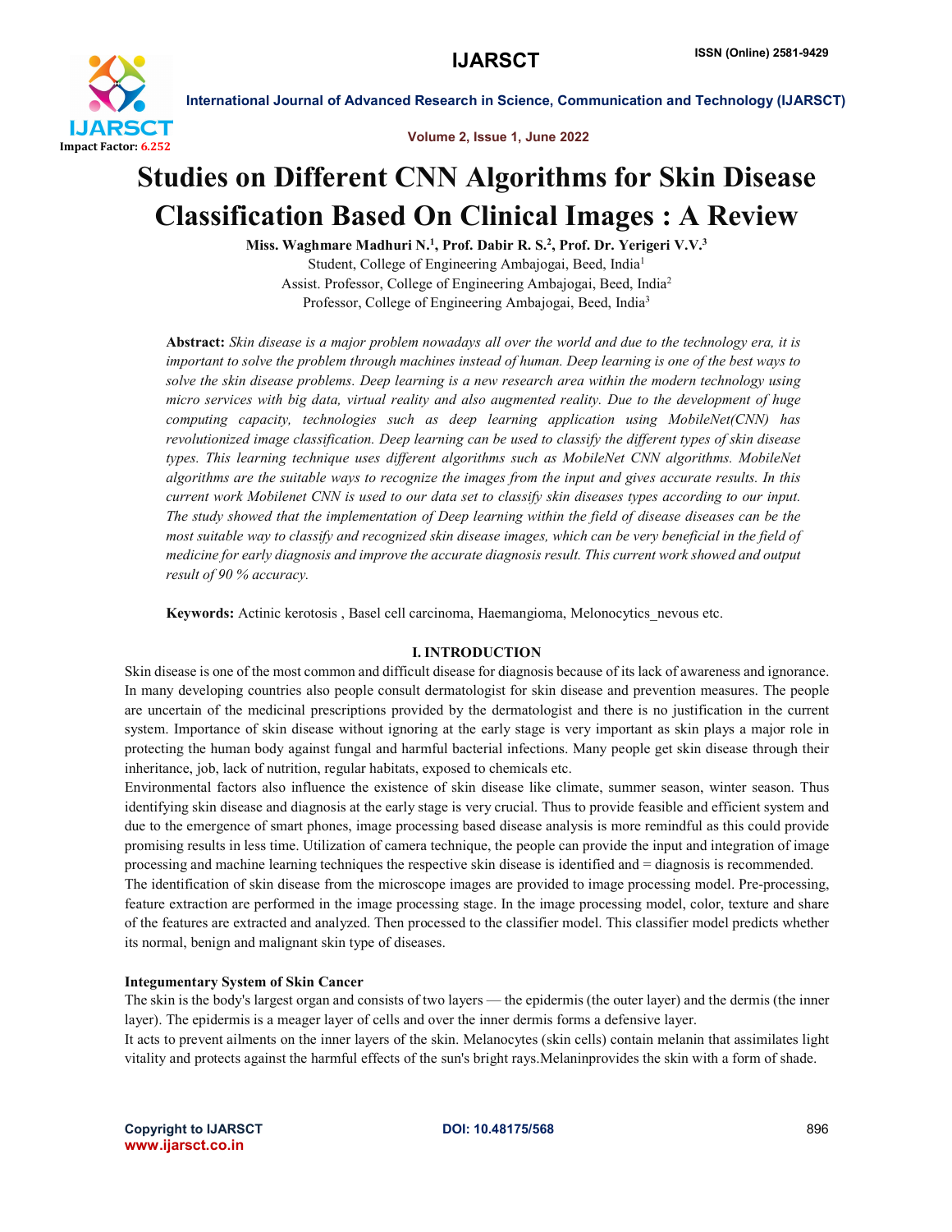# Studies on Different CNN Algorithms for Skin Disease Classification Based On Clinical Images : A Review

**Miss. Waghmare Madhuri N.[1], Prof. Dabir R. S.[2], Prof. Dr. Yerigeri V.V.[3]**

Student, College of Engineering Ambajogai, Beed, India[1]

Assist. Professor, College of Engineering Ambajogai, Beed, India[2]

Professor, College of Engineering Ambajogai, Beed, India[3]

**Abstract:** *Skin disease is a major problem nowadays all over the world and due to the technology era, it is important to solve the problem through machines instead of human. Deep learning is one of the best ways to solve the skin disease problems. Deep learning is a new research area within the modern technology using micro services with big data, virtual reality and also augmented reality. Due to the development of huge computing capacity, technologies such as deep learning application using MobileNet(CNN) has revolutionized image classification. Deep learning can be used to classify the different types of skin disease types. This learning technique uses different algorithms such as MobileNet CNN algorithms. MobileNet algorithms are the suitable ways to recognize the images from the input and gives accurate results. In this current work Mobilenet CNN is used to our data set to classify skin diseases types according to our input. The study showed that the implementation of Deep learning within the field of disease diseases can be the most suitable way to classify and recognized skin disease images, which can be very beneficial in the field of medicine for early diagnosis and improve the accurate diagnosis result. This current work showed and output result of 90 % accuracy.*

**Keywords:** Actinic kerotosis , Basel cell carcinoma, Haemangioma, Melonocytics_nevous etc.

## I. INTRODUCTION

Skin disease is one of the most common and difficult disease for diagnosis because of its lack of awareness and ignorance. In many developing countries also people consult dermatologist for skin disease and prevention measures. The people are uncertain of the medicinal prescriptions provided by the dermatologist and there is no justification in the current system. Importance of skin disease without ignoring at the early stage is very important as skin plays a major role in protecting the human body against fungal and harmful bacterial infections. Many people get skin disease through their inheritance, job, lack of nutrition, regular habitats, exposed to chemicals etc.

Environmental factors also influence the existence of skin disease like climate, summer season, winter season. Thus identifying skin disease and diagnosis at the early stage is very crucial. Thus to provide feasible and efficient system and due to the emergence of smart phones, image processing based disease analysis is more remindful as this could provide promising results in less time. Utilization of camera technique, the people can provide the input and integration of image processing and machine learning techniques the respective skin disease is identified and = diagnosis is recommended.

The identification of skin disease from the microscope images are provided to image processing model. Pre-processing, feature extraction are performed in the image processing stage. In the image processing model, color, texture and share of the features are extracted and analyzed. Then processed to the classifier model. This classifier model predicts whether its normal, benign and malignant skin type of diseases.

### Integumentary System of Skin Cancer

The skin is the body's largest organ and consists of two layers — the epidermis (the outer layer) and the dermis (the inner layer). The epidermis is a meager layer of cells and over the inner dermis forms a defensive layer.

It acts to prevent ailments on the inner layers of the skin. Melanocytes (skin cells) contain melanin that assimilates light vitality and protects against the harmful effects of the sun's bright rays.Melaninprovides the skin with a form of shade.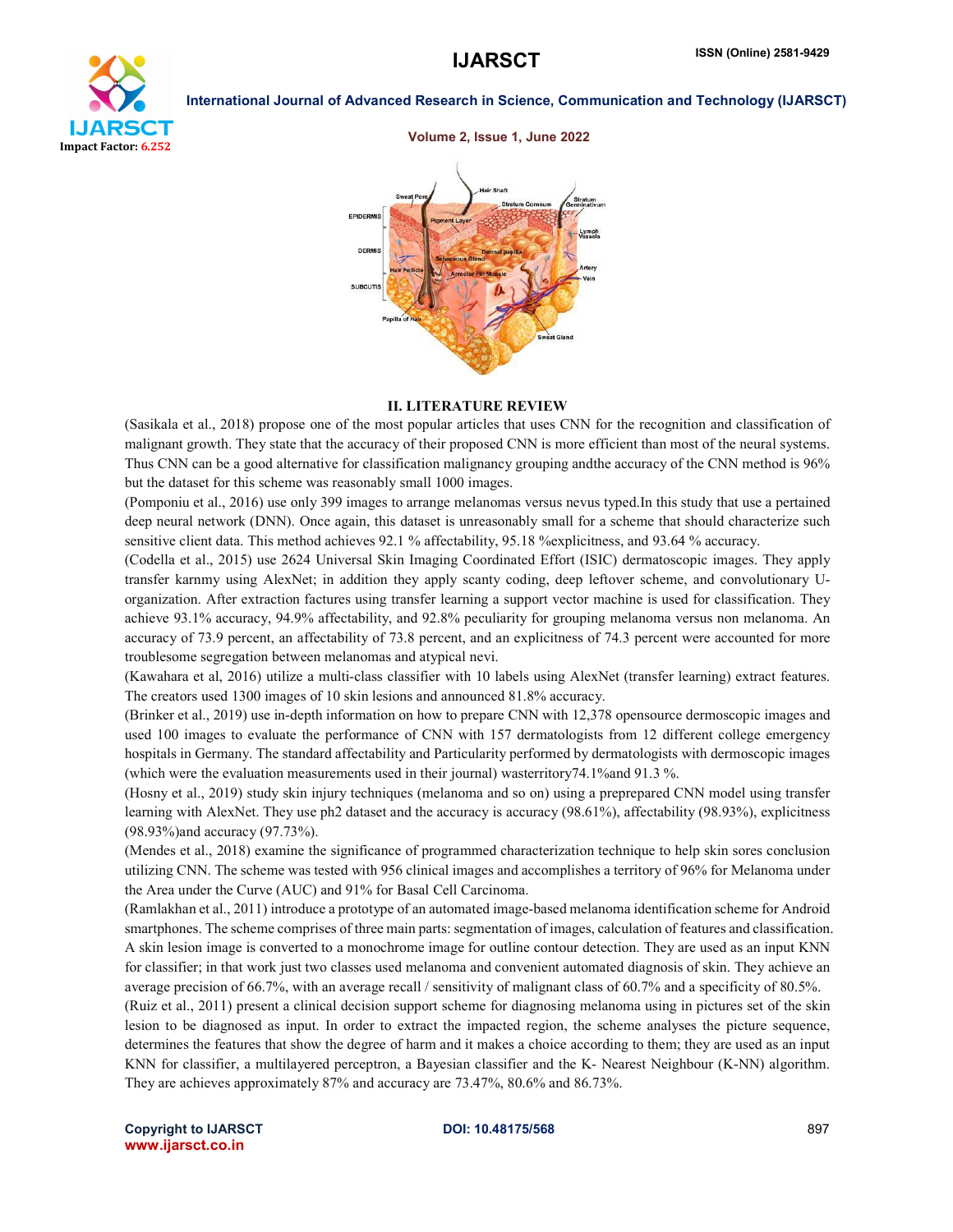## II. LITERATURE REVIEW

(Sasikala et al., 2018) propose one of the most popular articles that uses CNN for the recognition and classification of malignant growth. They state that the accuracy of their proposed CNN is more efficient than most of the neural systems. Thus CNN can be a good alternative for classification malignancy grouping andthe accuracy of the CNN method is 96% but the dataset for this scheme was reasonably small 1000 images.

(Pomponiu et al., 2016) use only 399 images to arrange melanomas versus nevus typed.In this study that use a pertained deep neural network (DNN). Once again, this dataset is unreasonably small for a scheme that should characterize such sensitive client data. This method achieves 92.1 % affectability, 95.18 %explicitness, and 93.64 % accuracy.

(Codella et al., 2015) use 2624 Universal Skin Imaging Coordinated Effort (ISIC) dermatoscopic images. They apply transfer karnmy using AlexNet; in addition they apply scanty coding, deep leftover scheme, and convolutionary U-organization. After extraction factures using transfer learning a support vector machine is used for classification. They achieve 93.1% accuracy, 94.9% affectability, and 92.8% peculiarity for grouping melanoma versus non melanoma. An accuracy of 73.9 percent, an affectability of 73.8 percent, and an explicitness of 74.3 percent were accounted for more troublesome segregation between melanomas and atypical nevi.

(Kawahara et al, 2016) utilize a multi-class classifier with 10 labels using AlexNet (transfer learning) extract features. The creators used 1300 images of 10 skin lesions and announced 81.8% accuracy.

(Brinker et al., 2019) use in-depth information on how to prepare CNN with 12,378 opensource dermoscopic images and used 100 images to evaluate the performance of CNN with 157 dermatologists from 12 different college emergency hospitals in Germany. The standard affectability and Particularity performed by dermatologists with dermoscopic images (which were the evaluation measurements used in their journal) wasterritory74.1%and 91.3 %.

(Hosny et al., 2019) study skin injury techniques (melanoma and so on) using a preprepared CNN model using transfer learning with AlexNet. They use ph2 dataset and the accuracy is accuracy (98.61%), affectability (98.93%), explicitness (98.93%)and accuracy (97.73%).

(Mendes et al., 2018) examine the significance of programmed characterization technique to help skin sores conclusion utilizing CNN. The scheme was tested with 956 clinical images and accomplishes a territory of 96% for Melanoma under the Area under the Curve (AUC) and 91% for Basal Cell Carcinoma.

(Ramlakhan et al., 2011) introduce a prototype of an automated image-based melanoma identification scheme for Android smartphones. The scheme comprises of three main parts: segmentation of images, calculation of features and classification. A skin lesion image is converted to a monochrome image for outline contour detection. They are used as an input KNN for classifier; in that work just two classes used melanoma and convenient automated diagnosis of skin. They achieve an average precision of 66.7%, with an average recall / sensitivity of malignant class of 60.7% and a specificity of 80.5%.

(Ruiz et al., 2011) present a clinical decision support scheme for diagnosing melanoma using in pictures set of the skin lesion to be diagnosed as input. In order to extract the impacted region, the scheme analyses the picture sequence, determines the features that show the degree of harm and it makes a choice according to them; they are used as an input KNN for classifier, a multilayered perceptron, a Bayesian classifier and the K- Nearest Neighbour (K-NN) algorithm. They are achieves approximately 87% and accuracy are 73.47%, 80.6% and 86.73%.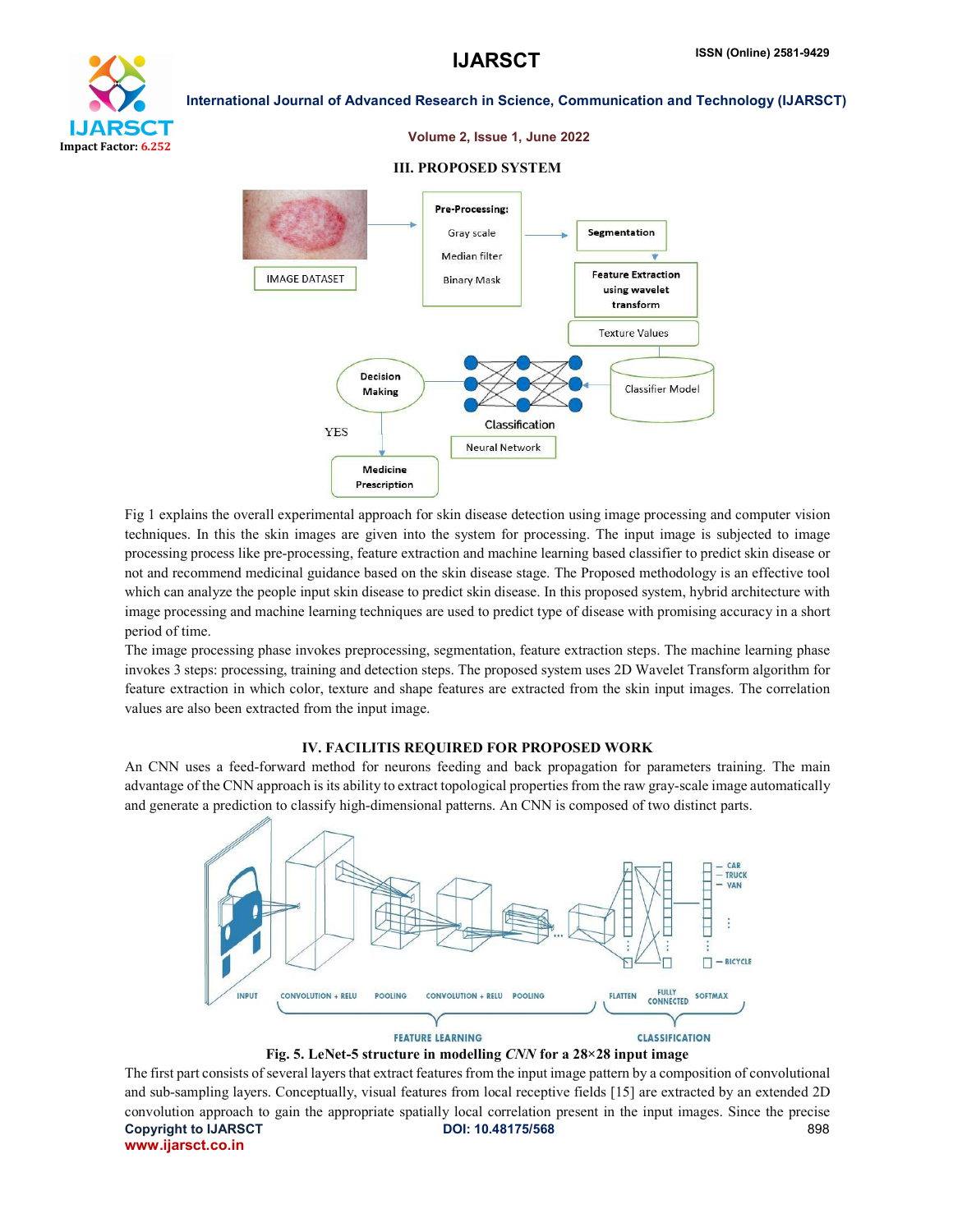## III. PROPOSED SYSTEM

Fig 1 explains the overall experimental approach for skin disease detection using image processing and computer vision techniques. In this the skin images are given into the system for processing. The input image is subjected to image processing process like pre-processing, feature extraction and machine learning based classifier to predict skin disease or not and recommend medicinal guidance based on the skin disease stage. The Proposed methodology is an effective tool which can analyze the people input skin disease to predict skin disease. In this proposed system, hybrid architecture with image processing and machine learning techniques are used to predict type of disease with promising accuracy in a short period of time.

The image processing phase invokes preprocessing, segmentation, feature extraction steps. The machine learning phase invokes 3 steps: processing, training and detection steps. The proposed system uses 2D Wavelet Transform algorithm for feature extraction in which color, texture and shape features are extracted from the skin input images. The correlation values are also been extracted from the input image.

## IV. FACILITIS REQUIRED FOR PROPOSED WORK

An CNN uses a feed-forward method for neurons feeding and back propagation for parameters training. The main advantage of the CNN approach is its ability to extract topological properties from the raw gray-scale image automatically and generate a prediction to classify high-dimensional patterns. An CNN is composed of two distinct parts.

**Fig. 5. LeNet-5 structure in modelling *CNN* for a 28×28 input image**

The first part consists of several layers that extract features from the input image pattern by a composition of convolutional and sub-sampling layers. Conceptually, visual features from local receptive fields [15] are extracted by an extended 2D convolution approach to gain the appropriate spatially local correlation present in the input images. Since the precise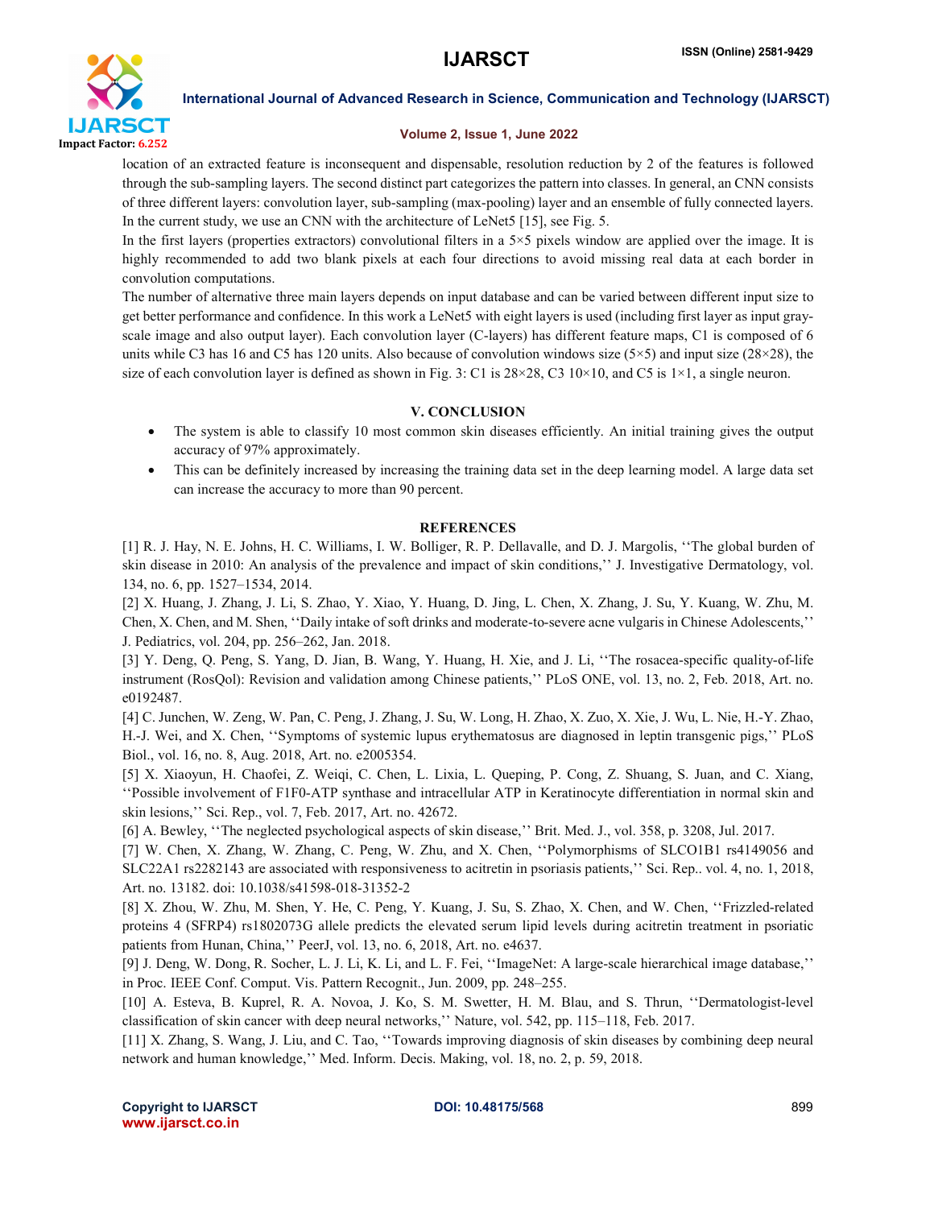location of an extracted feature is inconsequent and dispensable, resolution reduction by 2 of the features is followed through the sub-sampling layers. The second distinct part categorizes the pattern into classes. In general, an CNN consists of three different layers: convolution layer, sub-sampling (max-pooling) layer and an ensemble of fully connected layers. In the current study, we use an CNN with the architecture of LeNet5 [15], see Fig. 5.

In the first layers (properties extractors) convolutional filters in a 5×5 pixels window are applied over the image. It is highly recommended to add two blank pixels at each four directions to avoid missing real data at each border in convolution computations.

The number of alternative three main layers depends on input database and can be varied between different input size to get better performance and confidence. In this work a LeNet5 with eight layers is used (including first layer as input gray-scale image and also output layer). Each convolution layer (C-layers) has different feature maps, C1 is composed of 6 units while C3 has 16 and C5 has 120 units. Also because of convolution windows size (5×5) and input size (28×28), the size of each convolution layer is defined as shown in Fig. 3: C1 is 28×28, C3 10×10, and C5 is 1×1, a single neuron.

## V. CONCLUSION

- The system is able to classify 10 most common skin diseases efficiently. An initial training gives the output accuracy of 97% approximately.
- This can be definitely increased by increasing the training data set in the deep learning model. A large data set can increase the accuracy to more than 90 percent.

## REFERENCES

[1] R. J. Hay, N. E. Johns, H. C. Williams, I. W. Bolliger, R. P. Dellavalle, and D. J. Margolis, ''The global burden of skin disease in 2010: An analysis of the prevalence and impact of skin conditions,'' J. Investigative Dermatology, vol. 134, no. 6, pp. 1527–1534, 2014.

[2] X. Huang, J. Zhang, J. Li, S. Zhao, Y. Xiao, Y. Huang, D. Jing, L. Chen, X. Zhang, J. Su, Y. Kuang, W. Zhu, M. Chen, X. Chen, and M. Shen, ''Daily intake of soft drinks and moderate-to-severe acne vulgaris in Chinese Adolescents,'' J. Pediatrics, vol. 204, pp. 256–262, Jan. 2018.

[3] Y. Deng, Q. Peng, S. Yang, D. Jian, B. Wang, Y. Huang, H. Xie, and J. Li, ''The rosacea-specific quality-of-life instrument (RosQol): Revision and validation among Chinese patients,'' PLoS ONE, vol. 13, no. 2, Feb. 2018, Art. no. e0192487.

[4] C. Junchen, W. Zeng, W. Pan, C. Peng, J. Zhang, J. Su, W. Long, H. Zhao, X. Zuo, X. Xie, J. Wu, L. Nie, H.-Y. Zhao, H.-J. Wei, and X. Chen, ''Symptoms of systemic lupus erythematosus are diagnosed in leptin transgenic pigs,'' PLoS Biol., vol. 16, no. 8, Aug. 2018, Art. no. e2005354.

[5] X. Xiaoyun, H. Chaofei, Z. Weiqi, C. Chen, L. Lixia, L. Queping, P. Cong, Z. Shuang, S. Juan, and C. Xiang, ''Possible involvement of F1F0-ATP synthase and intracellular ATP in Keratinocyte differentiation in normal skin and skin lesions,'' Sci. Rep., vol. 7, Feb. 2017, Art. no. 42672.

[6] A. Bewley, ''The neglected psychological aspects of skin disease,'' Brit. Med. J., vol. 358, p. 3208, Jul. 2017.

[7] W. Chen, X. Zhang, W. Zhang, C. Peng, W. Zhu, and X. Chen, ''Polymorphisms of SLCO1B1 rs4149056 and SLC22A1 rs2282143 are associated with responsiveness to acitretin in psoriasis patients,'' Sci. Rep.. vol. 4, no. 1, 2018, Art. no. 13182. doi: 10.1038/s41598-018-31352-2

[8] X. Zhou, W. Zhu, M. Shen, Y. He, C. Peng, Y. Kuang, J. Su, S. Zhao, X. Chen, and W. Chen, ''Frizzled-related proteins 4 (SFRP4) rs1802073G allele predicts the elevated serum lipid levels during acitretin treatment in psoriatic patients from Hunan, China,'' PeerJ, vol. 13, no. 6, 2018, Art. no. e4637.

[9] J. Deng, W. Dong, R. Socher, L. J. Li, K. Li, and L. F. Fei, ''ImageNet: A large-scale hierarchical image database,'' in Proc. IEEE Conf. Comput. Vis. Pattern Recognit., Jun. 2009, pp. 248–255.

[10] A. Esteva, B. Kuprel, R. A. Novoa, J. Ko, S. M. Swetter, H. M. Blau, and S. Thrun, ''Dermatologist-level classification of skin cancer with deep neural networks,'' Nature, vol. 542, pp. 115–118, Feb. 2017.

[11] X. Zhang, S. Wang, J. Liu, and C. Tao, ''Towards improving diagnosis of skin diseases by combining deep neural network and human knowledge,'' Med. Inform. Decis. Making, vol. 18, no. 2, p. 59, 2018.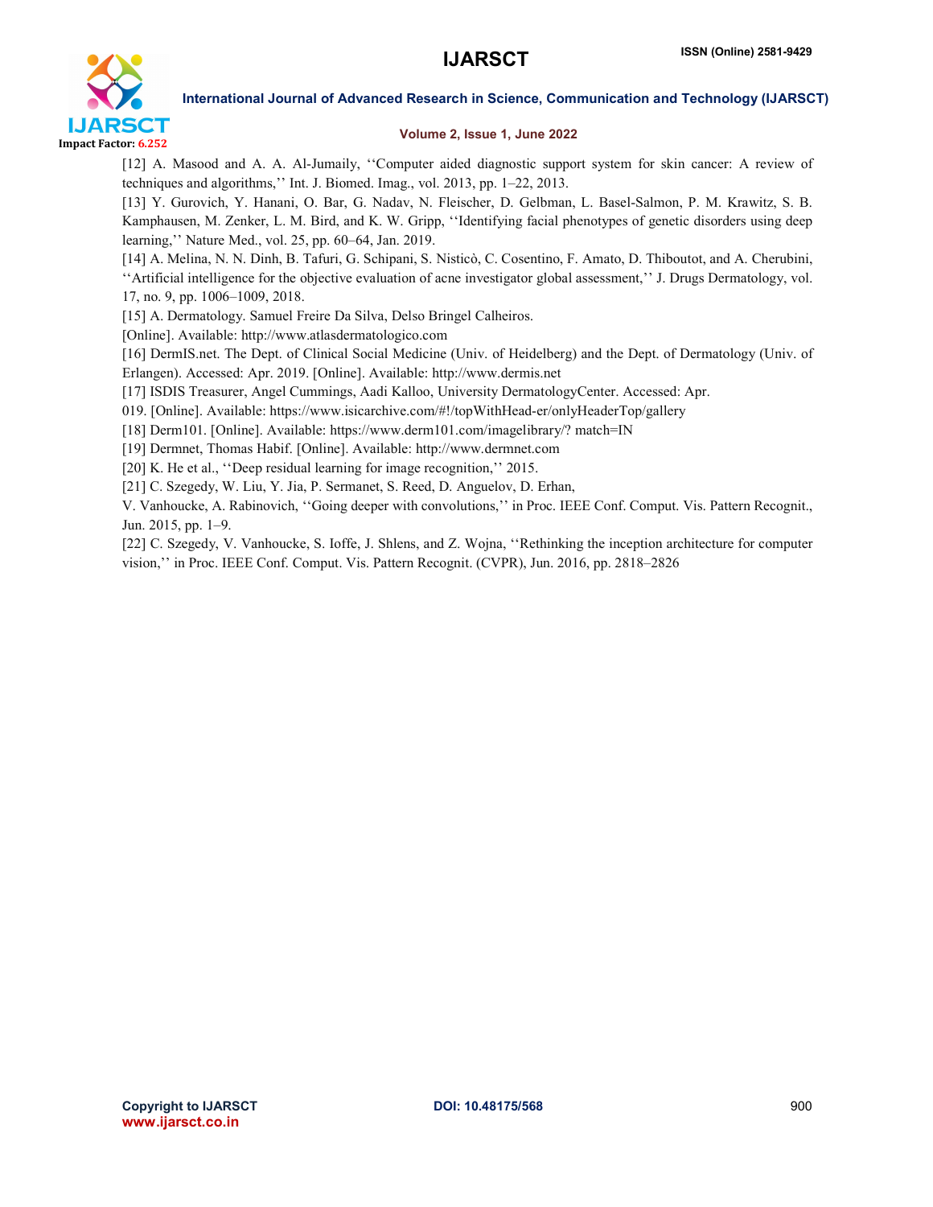[12] A. Masood and A. A. Al-Jumaily, ''Computer aided diagnostic support system for skin cancer: A review of techniques and algorithms,'' Int. J. Biomed. Imag., vol. 2013, pp. 1–22, 2013.

[13] Y. Gurovich, Y. Hanani, O. Bar, G. Nadav, N. Fleischer, D. Gelbman, L. Basel-Salmon, P. M. Krawitz, S. B. Kamphausen, M. Zenker, L. M. Bird, and K. W. Gripp, ''Identifying facial phenotypes of genetic disorders using deep learning,'' Nature Med., vol. 25, pp. 60–64, Jan. 2019.

[14] A. Melina, N. N. Dinh, B. Tafuri, G. Schipani, S. Nisticò, C. Cosentino, F. Amato, D. Thiboutot, and A. Cherubini, ''Artificial intelligence for the objective evaluation of acne investigator global assessment,'' J. Drugs Dermatology, vol. 17, no. 9, pp. 1006–1009, 2018.

[15] A. Dermatology. Samuel Freire Da Silva, Delso Bringel Calheiros.
[Online]. Available: http://www.atlasdermatologico.com

[16] DermIS.net. The Dept. of Clinical Social Medicine (Univ. of Heidelberg) and the Dept. of Dermatology (Univ. of Erlangen). Accessed: Apr. 2019. [Online]. Available: http://www.dermis.net

[17] ISDIS Treasurer, Angel Cummings, Aadi Kalloo, University DermatologyCenter. Accessed: Apr.
019. [Online]. Available: https://www.isicarchive.com/#!/topWithHead-er/onlyHeaderTop/gallery

[18] Derm101. [Online]. Available: https://www.derm101.com/imagelibrary/? match=IN

[19] Dermnet, Thomas Habif. [Online]. Available: http://www.dermnet.com

[20] K. He et al., ''Deep residual learning for image recognition,'' 2015.

[21] C. Szegedy, W. Liu, Y. Jia, P. Sermanet, S. Reed, D. Anguelov, D. Erhan,
V. Vanhoucke, A. Rabinovich, ''Going deeper with convolutions,'' in Proc. IEEE Conf. Comput. Vis. Pattern Recognit., Jun. 2015, pp. 1–9.

[22] C. Szegedy, V. Vanhoucke, S. Ioffe, J. Shlens, and Z. Wojna, ''Rethinking the inception architecture for computer vision,'' in Proc. IEEE Conf. Comput. Vis. Pattern Recognit. (CVPR), Jun. 2016, pp. 2818–2826